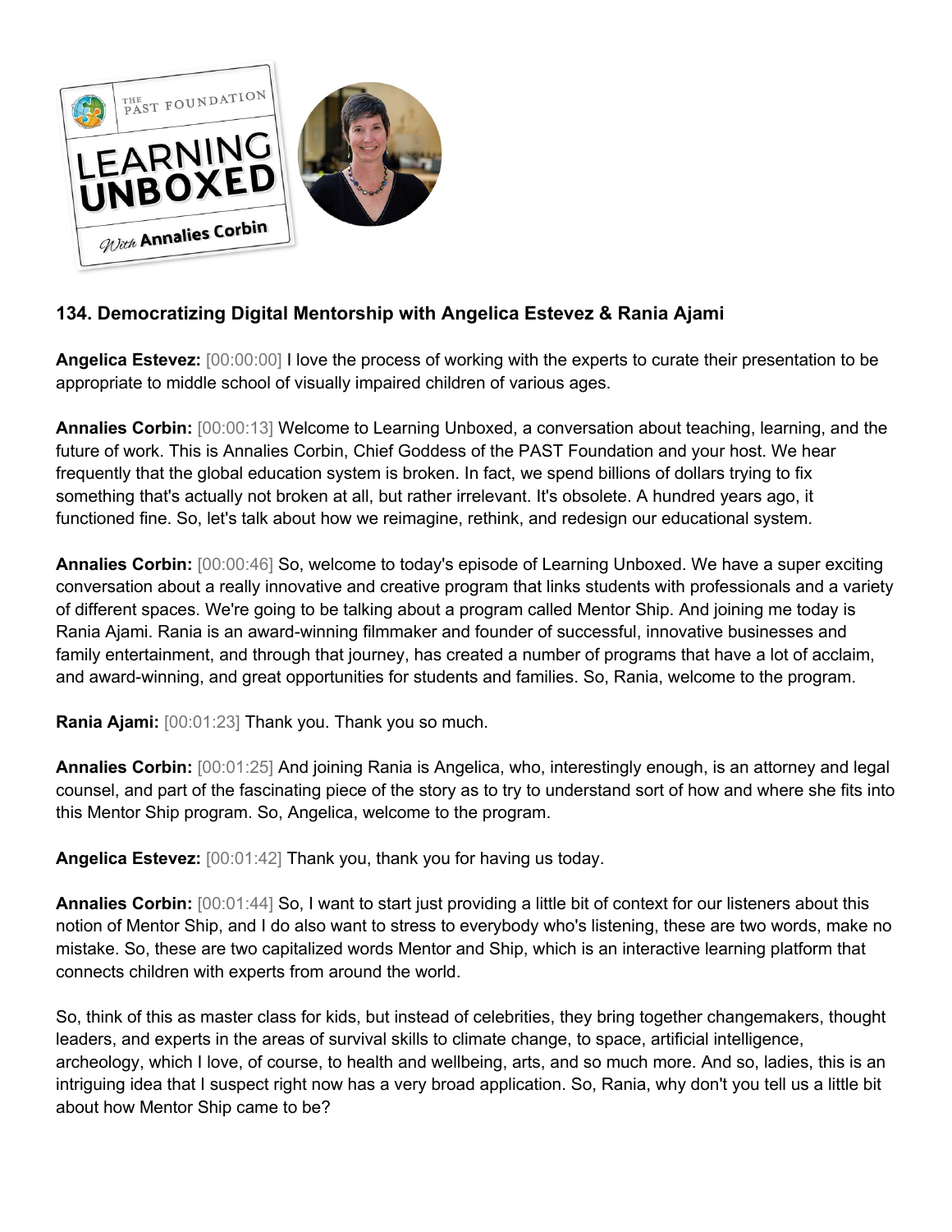## 134. Democratizing Digital Mentorship with Angelica Estevez & Rania Ajami

**Angelica Estevez:** [00:00:00] I love the process of working with the experts to curate their presentation to be appropriate to middle school of visually impaired children of various ages.

**Annalies Corbin:** [00:00:13] Welcome to Learning Unboxed, a conversation about teaching, learning, and the future of work. This is Annalies Corbin, Chief Goddess of the PAST Foundation and your host. We hear frequently that the global education system is broken. In fact, we spend billions of dollars trying to fix something that's actually not broken at all, but rather irrelevant. It's obsolete. A hundred years ago, it functioned fine. So, let's talk about how we reimagine, rethink, and redesign our educational system.

**Annalies Corbin:** [00:00:46] So, welcome to today's episode of Learning Unboxed. We have a super exciting conversation about a really innovative and creative program that links students with professionals and a variety of different spaces. We're going to be talking about a program called Mentor Ship. And joining me today is Rania Ajami. Rania is an award-winning filmmaker and founder of successful, innovative businesses and family entertainment, and through that journey, has created a number of programs that have a lot of acclaim, and award-winning, and great opportunities for students and families. So, Rania, welcome to the program.

**Rania Ajami:** [00:01:23] Thank you. Thank you so much.

**Annalies Corbin:** [00:01:25] And joining Rania is Angelica, who, interestingly enough, is an attorney and legal counsel, and part of the fascinating piece of the story as to try to understand sort of how and where she fits into this Mentor Ship program. So, Angelica, welcome to the program.

**Angelica Estevez:** [00:01:42] Thank you, thank you for having us today.

**Annalies Corbin:** [00:01:44] So, I want to start just providing a little bit of context for our listeners about this notion of Mentor Ship, and I do also want to stress to everybody who's listening, these are two words, make no mistake. So, these are two capitalized words Mentor and Ship, which is an interactive learning platform that connects children with experts from around the world.

So, think of this as master class for kids, but instead of celebrities, they bring together changemakers, thought leaders, and experts in the areas of survival skills to climate change, to space, artificial intelligence, archeology, which I love, of course, to health and wellbeing, arts, and so much more. And so, ladies, this is an intriguing idea that I suspect right now has a very broad application. So, Rania, why don't you tell us a little bit about how Mentor Ship came to be?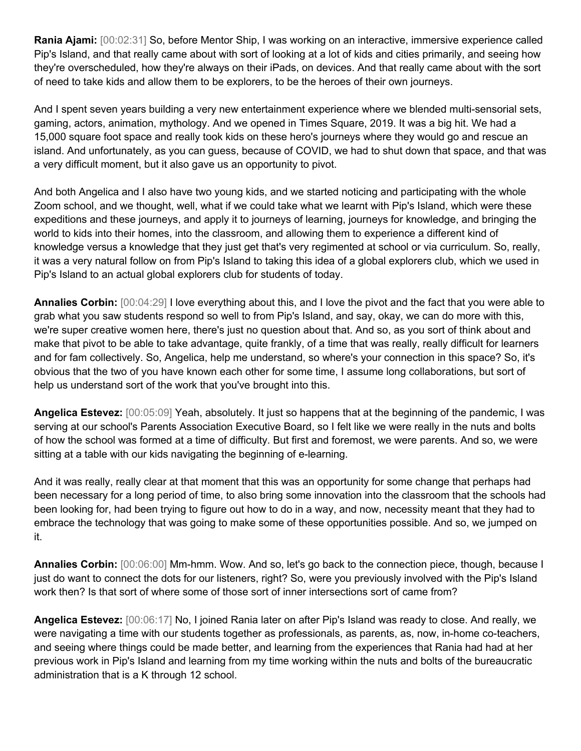**Rania Ajami:** [00:02:31] So, before Mentor Ship, I was working on an interactive, immersive experience called Pip's Island, and that really came about with sort of looking at a lot of kids and cities primarily, and seeing how they're overscheduled, how they're always on their iPads, on devices. And that really came about with the sort of need to take kids and allow them to be explorers, to be the heroes of their own journeys.

And I spent seven years building a very new entertainment experience where we blended multi-sensorial sets, gaming, actors, animation, mythology. And we opened in Times Square, 2019. It was a big hit. We had a 15,000 square foot space and really took kids on these hero's journeys where they would go and rescue an island. And unfortunately, as you can guess, because of COVID, we had to shut down that space, and that was a very difficult moment, but it also gave us an opportunity to pivot.

And both Angelica and I also have two young kids, and we started noticing and participating with the whole Zoom school, and we thought, well, what if we could take what we learnt with Pip's Island, which were these expeditions and these journeys, and apply it to journeys of learning, journeys for knowledge, and bringing the world to kids into their homes, into the classroom, and allowing them to experience a different kind of knowledge versus a knowledge that they just get that's very regimented at school or via curriculum. So, really, it was a very natural follow on from Pip's Island to taking this idea of a global explorers club, which we used in Pip's Island to an actual global explorers club for students of today.

**Annalies Corbin:** [00:04:29] I love everything about this, and I love the pivot and the fact that you were able to grab what you saw students respond so well to from Pip's Island, and say, okay, we can do more with this, we're super creative women here, there's just no question about that. And so, as you sort of think about and make that pivot to be able to take advantage, quite frankly, of a time that was really, really difficult for learners and for fam collectively. So, Angelica, help me understand, so where's your connection in this space? So, it's obvious that the two of you have known each other for some time, I assume long collaborations, but sort of help us understand sort of the work that you've brought into this.

**Angelica Estevez:** [00:05:09] Yeah, absolutely. It just so happens that at the beginning of the pandemic, I was serving at our school's Parents Association Executive Board, so I felt like we were really in the nuts and bolts of how the school was formed at a time of difficulty. But first and foremost, we were parents. And so, we were sitting at a table with our kids navigating the beginning of e-learning.

And it was really, really clear at that moment that this was an opportunity for some change that perhaps had been necessary for a long period of time, to also bring some innovation into the classroom that the schools had been looking for, had been trying to figure out how to do in a way, and now, necessity meant that they had to embrace the technology that was going to make some of these opportunities possible. And so, we jumped on it.

**Annalies Corbin:** [00:06:00] Mm-hmm. Wow. And so, let's go back to the connection piece, though, because I just do want to connect the dots for our listeners, right? So, were you previously involved with the Pip's Island work then? Is that sort of where some of those sort of inner intersections sort of came from?

**Angelica Estevez:** [00:06:17] No, I joined Rania later on after Pip's Island was ready to close. And really, we were navigating a time with our students together as professionals, as parents, as, now, in-home co-teachers, and seeing where things could be made better, and learning from the experiences that Rania had had at her previous work in Pip's Island and learning from my time working within the nuts and bolts of the bureaucratic administration that is a K through 12 school.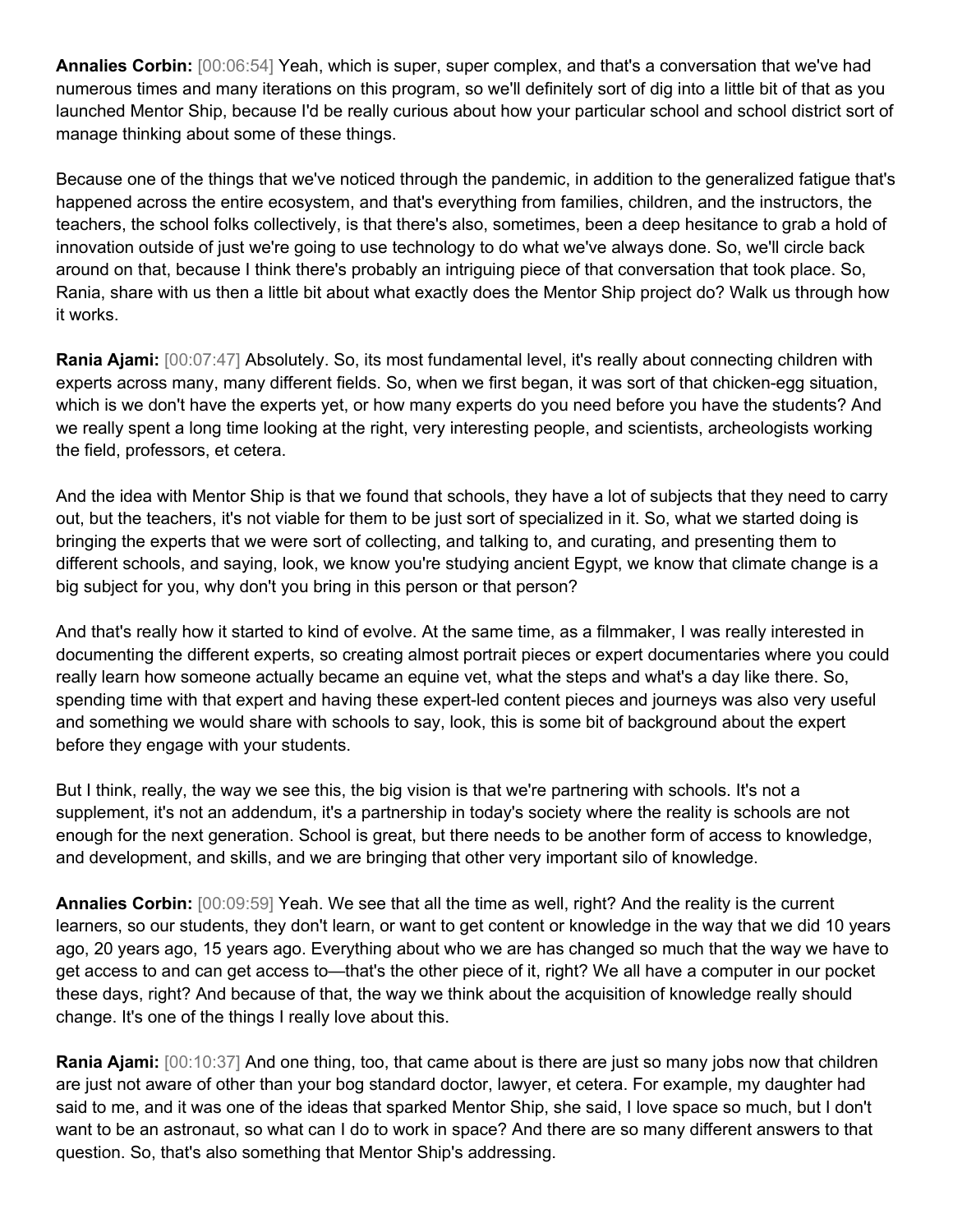**Annalies Corbin:** [00:06:54] Yeah, which is super, super complex, and that's a conversation that we've had numerous times and many iterations on this program, so we'll definitely sort of dig into a little bit of that as you launched Mentor Ship, because I'd be really curious about how your particular school and school district sort of manage thinking about some of these things.

Because one of the things that we've noticed through the pandemic, in addition to the generalized fatigue that's happened across the entire ecosystem, and that's everything from families, children, and the instructors, the teachers, the school folks collectively, is that there's also, sometimes, been a deep hesitance to grab a hold of innovation outside of just we're going to use technology to do what we've always done. So, we'll circle back around on that, because I think there's probably an intriguing piece of that conversation that took place. So, Rania, share with us then a little bit about what exactly does the Mentor Ship project do? Walk us through how it works.

**Rania Ajami:** [00:07:47] Absolutely. So, its most fundamental level, it's really about connecting children with experts across many, many different fields. So, when we first began, it was sort of that chicken-egg situation, which is we don't have the experts yet, or how many experts do you need before you have the students? And we really spent a long time looking at the right, very interesting people, and scientists, archeologists working the field, professors, et cetera.

And the idea with Mentor Ship is that we found that schools, they have a lot of subjects that they need to carry out, but the teachers, it's not viable for them to be just sort of specialized in it. So, what we started doing is bringing the experts that we were sort of collecting, and talking to, and curating, and presenting them to different schools, and saying, look, we know you're studying ancient Egypt, we know that climate change is a big subject for you, why don't you bring in this person or that person?

And that's really how it started to kind of evolve. At the same time, as a filmmaker, I was really interested in documenting the different experts, so creating almost portrait pieces or expert documentaries where you could really learn how someone actually became an equine vet, what the steps and what's a day like there. So, spending time with that expert and having these expert-led content pieces and journeys was also very useful and something we would share with schools to say, look, this is some bit of background about the expert before they engage with your students.

But I think, really, the way we see this, the big vision is that we're partnering with schools. It's not a supplement, it's not an addendum, it's a partnership in today's society where the reality is schools are not enough for the next generation. School is great, but there needs to be another form of access to knowledge, and development, and skills, and we are bringing that other very important silo of knowledge.

**Annalies Corbin:** [00:09:59] Yeah. We see that all the time as well, right? And the reality is the current learners, so our students, they don't learn, or want to get content or knowledge in the way that we did 10 years ago, 20 years ago, 15 years ago. Everything about who we are has changed so much that the way we have to get access to and can get access to—that's the other piece of it, right? We all have a computer in our pocket these days, right? And because of that, the way we think about the acquisition of knowledge really should change. It's one of the things I really love about this.

**Rania Ajami:** [00:10:37] And one thing, too, that came about is there are just so many jobs now that children are just not aware of other than your bog standard doctor, lawyer, et cetera. For example, my daughter had said to me, and it was one of the ideas that sparked Mentor Ship, she said, I love space so much, but I don't want to be an astronaut, so what can I do to work in space? And there are so many different answers to that question. So, that's also something that Mentor Ship's addressing.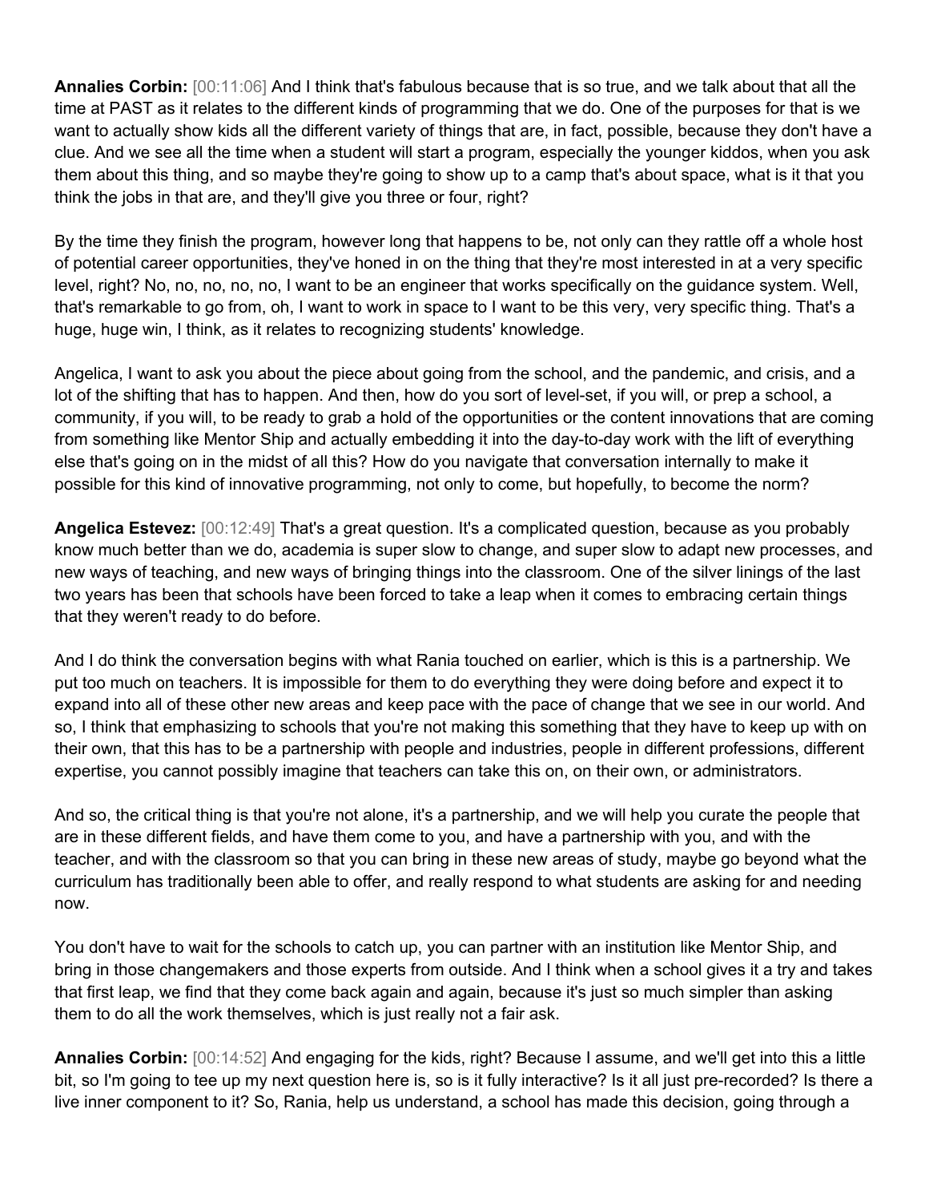**Annalies Corbin:** [00:11:06] And I think that's fabulous because that is so true, and we talk about that all the time at PAST as it relates to the different kinds of programming that we do. One of the purposes for that is we want to actually show kids all the different variety of things that are, in fact, possible, because they don't have a clue. And we see all the time when a student will start a program, especially the younger kiddos, when you ask them about this thing, and so maybe they're going to show up to a camp that's about space, what is it that you think the jobs in that are, and they'll give you three or four, right?

By the time they finish the program, however long that happens to be, not only can they rattle off a whole host of potential career opportunities, they've honed in on the thing that they're most interested in at a very specific level, right? No, no, no, no, no, I want to be an engineer that works specifically on the guidance system. Well, that's remarkable to go from, oh, I want to work in space to I want to be this very, very specific thing. That's a huge, huge win, I think, as it relates to recognizing students' knowledge.

Angelica, I want to ask you about the piece about going from the school, and the pandemic, and crisis, and a lot of the shifting that has to happen. And then, how do you sort of level-set, if you will, or prep a school, a community, if you will, to be ready to grab a hold of the opportunities or the content innovations that are coming from something like Mentor Ship and actually embedding it into the day-to-day work with the lift of everything else that's going on in the midst of all this? How do you navigate that conversation internally to make it possible for this kind of innovative programming, not only to come, but hopefully, to become the norm?

**Angelica Estevez:** [00:12:49] That's a great question. It's a complicated question, because as you probably know much better than we do, academia is super slow to change, and super slow to adapt new processes, and new ways of teaching, and new ways of bringing things into the classroom. One of the silver linings of the last two years has been that schools have been forced to take a leap when it comes to embracing certain things that they weren't ready to do before.

And I do think the conversation begins with what Rania touched on earlier, which is this is a partnership. We put too much on teachers. It is impossible for them to do everything they were doing before and expect it to expand into all of these other new areas and keep pace with the pace of change that we see in our world. And so, I think that emphasizing to schools that you're not making this something that they have to keep up with on their own, that this has to be a partnership with people and industries, people in different professions, different expertise, you cannot possibly imagine that teachers can take this on, on their own, or administrators.

And so, the critical thing is that you're not alone, it's a partnership, and we will help you curate the people that are in these different fields, and have them come to you, and have a partnership with you, and with the teacher, and with the classroom so that you can bring in these new areas of study, maybe go beyond what the curriculum has traditionally been able to offer, and really respond to what students are asking for and needing now.

You don't have to wait for the schools to catch up, you can partner with an institution like Mentor Ship, and bring in those changemakers and those experts from outside. And I think when a school gives it a try and takes that first leap, we find that they come back again and again, because it's just so much simpler than asking them to do all the work themselves, which is just really not a fair ask.

**Annalies Corbin:** [00:14:52] And engaging for the kids, right? Because I assume, and we'll get into this a little bit, so I'm going to tee up my next question here is, so is it fully interactive? Is it all just pre-recorded? Is there a live inner component to it? So, Rania, help us understand, a school has made this decision, going through a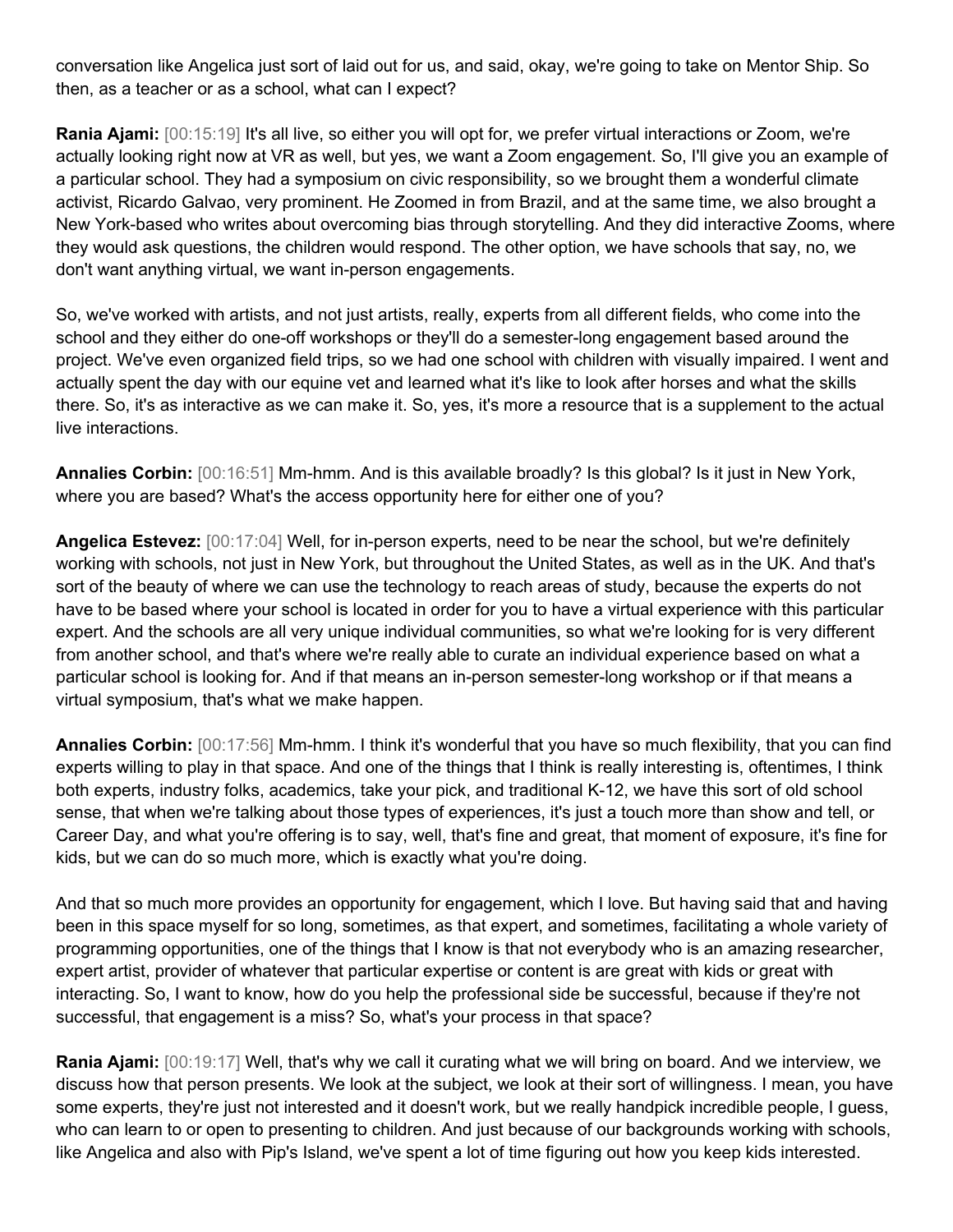conversation like Angelica just sort of laid out for us, and said, okay, we're going to take on Mentor Ship. So then, as a teacher or as a school, what can I expect?

**Rania Ajami:** [00:15:19] It's all live, so either you will opt for, we prefer virtual interactions or Zoom, we're actually looking right now at VR as well, but yes, we want a Zoom engagement. So, I'll give you an example of a particular school. They had a symposium on civic responsibility, so we brought them a wonderful climate activist, Ricardo Galvao, very prominent. He Zoomed in from Brazil, and at the same time, we also brought a New York-based who writes about overcoming bias through storytelling. And they did interactive Zooms, where they would ask questions, the children would respond. The other option, we have schools that say, no, we don't want anything virtual, we want in-person engagements.

So, we've worked with artists, and not just artists, really, experts from all different fields, who come into the school and they either do one-off workshops or they'll do a semester-long engagement based around the project. We've even organized field trips, so we had one school with children with visually impaired. I went and actually spent the day with our equine vet and learned what it's like to look after horses and what the skills there. So, it's as interactive as we can make it. So, yes, it's more a resource that is a supplement to the actual live interactions.

**Annalies Corbin:** [00:16:51] Mm-hmm. And is this available broadly? Is this global? Is it just in New York, where you are based? What's the access opportunity here for either one of you?

**Angelica Estevez:** [00:17:04] Well, for in-person experts, need to be near the school, but we're definitely working with schools, not just in New York, but throughout the United States, as well as in the UK. And that's sort of the beauty of where we can use the technology to reach areas of study, because the experts do not have to be based where your school is located in order for you to have a virtual experience with this particular expert. And the schools are all very unique individual communities, so what we're looking for is very different from another school, and that's where we're really able to curate an individual experience based on what a particular school is looking for. And if that means an in-person semester-long workshop or if that means a virtual symposium, that's what we make happen.

**Annalies Corbin:** [00:17:56] Mm-hmm. I think it's wonderful that you have so much flexibility, that you can find experts willing to play in that space. And one of the things that I think is really interesting is, oftentimes, I think both experts, industry folks, academics, take your pick, and traditional K-12, we have this sort of old school sense, that when we're talking about those types of experiences, it's just a touch more than show and tell, or Career Day, and what you're offering is to say, well, that's fine and great, that moment of exposure, it's fine for kids, but we can do so much more, which is exactly what you're doing.

And that so much more provides an opportunity for engagement, which I love. But having said that and having been in this space myself for so long, sometimes, as that expert, and sometimes, facilitating a whole variety of programming opportunities, one of the things that I know is that not everybody who is an amazing researcher, expert artist, provider of whatever that particular expertise or content is are great with kids or great with interacting. So, I want to know, how do you help the professional side be successful, because if they're not successful, that engagement is a miss? So, what's your process in that space?

**Rania Ajami:** [00:19:17] Well, that's why we call it curating what we will bring on board. And we interview, we discuss how that person presents. We look at the subject, we look at their sort of willingness. I mean, you have some experts, they're just not interested and it doesn't work, but we really handpick incredible people, I guess, who can learn to or open to presenting to children. And just because of our backgrounds working with schools, like Angelica and also with Pip's Island, we've spent a lot of time figuring out how you keep kids interested.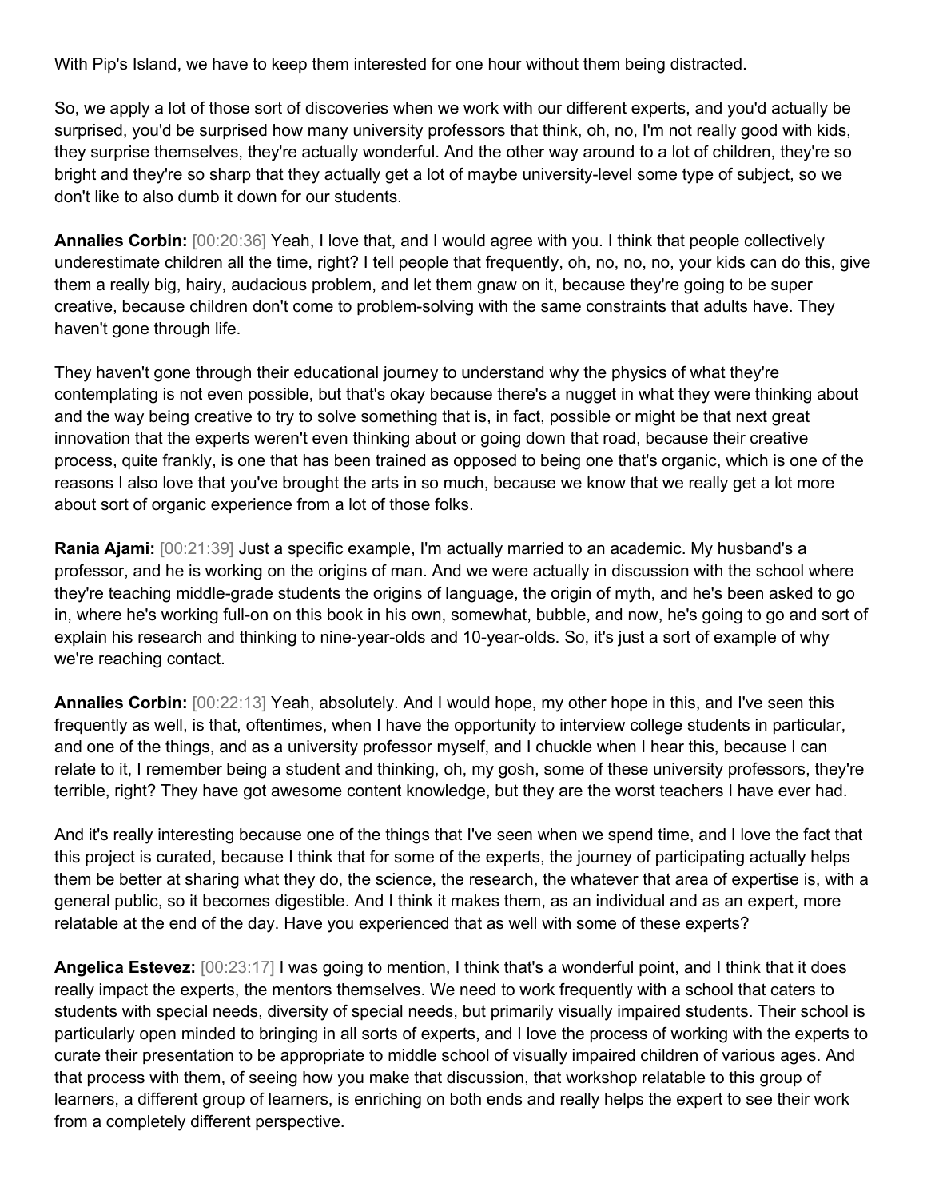With Pip's Island, we have to keep them interested for one hour without them being distracted.

So, we apply a lot of those sort of discoveries when we work with our different experts, and you'd actually be surprised, you'd be surprised how many university professors that think, oh, no, I'm not really good with kids, they surprise themselves, they're actually wonderful. And the other way around to a lot of children, they're so bright and they're so sharp that they actually get a lot of maybe university-level some type of subject, so we don't like to also dumb it down for our students.

**Annalies Corbin:** [00:20:36] Yeah, I love that, and I would agree with you. I think that people collectively underestimate children all the time, right? I tell people that frequently, oh, no, no, no, your kids can do this, give them a really big, hairy, audacious problem, and let them gnaw on it, because they're going to be super creative, because children don't come to problem-solving with the same constraints that adults have. They haven't gone through life.

They haven't gone through their educational journey to understand why the physics of what they're contemplating is not even possible, but that's okay because there's a nugget in what they were thinking about and the way being creative to try to solve something that is, in fact, possible or might be that next great innovation that the experts weren't even thinking about or going down that road, because their creative process, quite frankly, is one that has been trained as opposed to being one that's organic, which is one of the reasons I also love that you've brought the arts in so much, because we know that we really get a lot more about sort of organic experience from a lot of those folks.

**Rania Ajami:** [00:21:39] Just a specific example, I'm actually married to an academic. My husband's a professor, and he is working on the origins of man. And we were actually in discussion with the school where they're teaching middle-grade students the origins of language, the origin of myth, and he's been asked to go in, where he's working full-on on this book in his own, somewhat, bubble, and now, he's going to go and sort of explain his research and thinking to nine-year-olds and 10-year-olds. So, it's just a sort of example of why we're reaching contact.

**Annalies Corbin:** [00:22:13] Yeah, absolutely. And I would hope, my other hope in this, and I've seen this frequently as well, is that, oftentimes, when I have the opportunity to interview college students in particular, and one of the things, and as a university professor myself, and I chuckle when I hear this, because I can relate to it, I remember being a student and thinking, oh, my gosh, some of these university professors, they're terrible, right? They have got awesome content knowledge, but they are the worst teachers I have ever had.

And it's really interesting because one of the things that I've seen when we spend time, and I love the fact that this project is curated, because I think that for some of the experts, the journey of participating actually helps them be better at sharing what they do, the science, the research, the whatever that area of expertise is, with a general public, so it becomes digestible. And I think it makes them, as an individual and as an expert, more relatable at the end of the day. Have you experienced that as well with some of these experts?

**Angelica Estevez:** [00:23:17] I was going to mention, I think that's a wonderful point, and I think that it does really impact the experts, the mentors themselves. We need to work frequently with a school that caters to students with special needs, diversity of special needs, but primarily visually impaired students. Their school is particularly open minded to bringing in all sorts of experts, and I love the process of working with the experts to curate their presentation to be appropriate to middle school of visually impaired children of various ages. And that process with them, of seeing how you make that discussion, that workshop relatable to this group of learners, a different group of learners, is enriching on both ends and really helps the expert to see their work from a completely different perspective.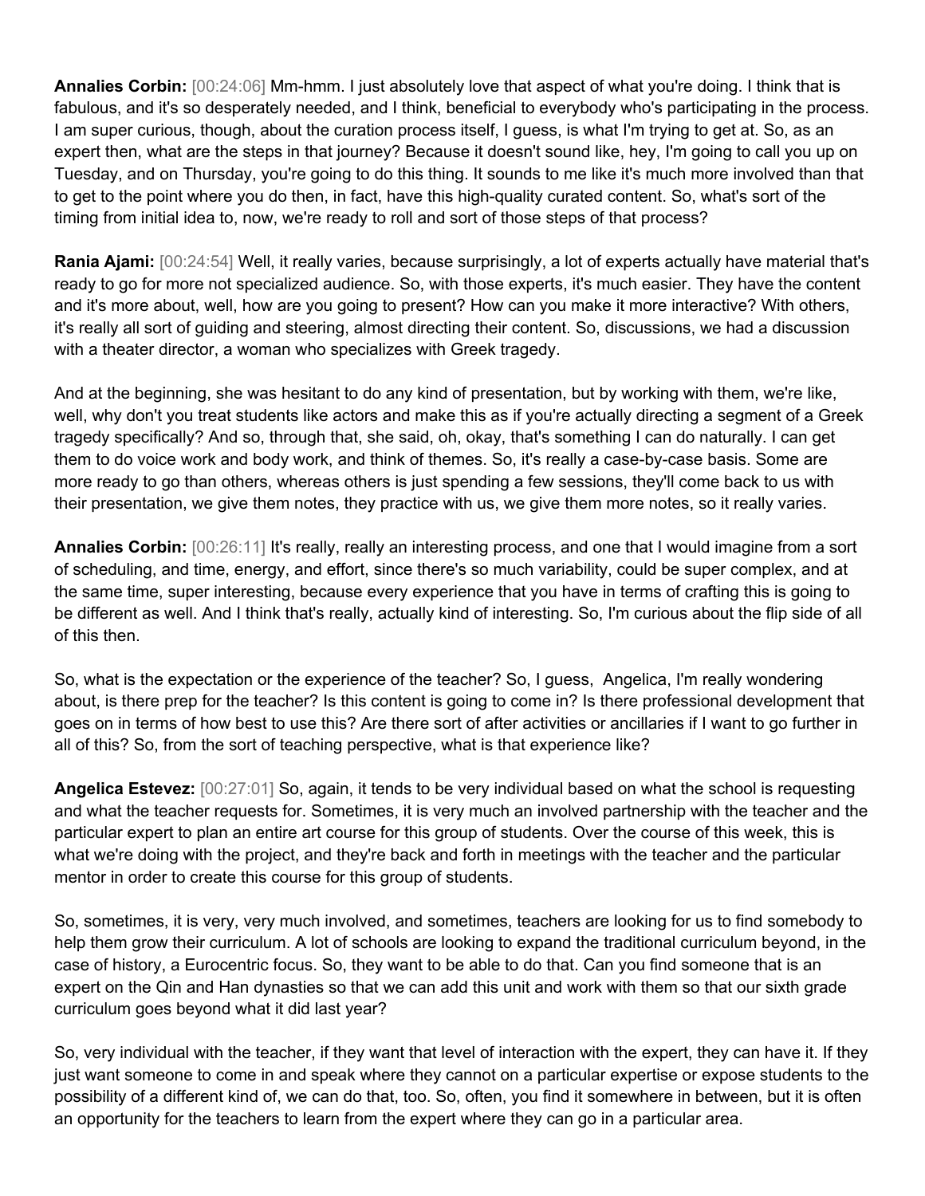**Annalies Corbin:** [00:24:06] Mm-hmm. I just absolutely love that aspect of what you're doing. I think that is fabulous, and it's so desperately needed, and I think, beneficial to everybody who's participating in the process. I am super curious, though, about the curation process itself, I guess, is what I'm trying to get at. So, as an expert then, what are the steps in that journey? Because it doesn't sound like, hey, I'm going to call you up on Tuesday, and on Thursday, you're going to do this thing. It sounds to me like it's much more involved than that to get to the point where you do then, in fact, have this high-quality curated content. So, what's sort of the timing from initial idea to, now, we're ready to roll and sort of those steps of that process?

**Rania Ajami:** [00:24:54] Well, it really varies, because surprisingly, a lot of experts actually have material that's ready to go for more not specialized audience. So, with those experts, it's much easier. They have the content and it's more about, well, how are you going to present? How can you make it more interactive? With others, it's really all sort of guiding and steering, almost directing their content. So, discussions, we had a discussion with a theater director, a woman who specializes with Greek tragedy.

And at the beginning, she was hesitant to do any kind of presentation, but by working with them, we're like, well, why don't you treat students like actors and make this as if you're actually directing a segment of a Greek tragedy specifically? And so, through that, she said, oh, okay, that's something I can do naturally. I can get them to do voice work and body work, and think of themes. So, it's really a case-by-case basis. Some are more ready to go than others, whereas others is just spending a few sessions, they'll come back to us with their presentation, we give them notes, they practice with us, we give them more notes, so it really varies.

**Annalies Corbin:** [00:26:11] It's really, really an interesting process, and one that I would imagine from a sort of scheduling, and time, energy, and effort, since there's so much variability, could be super complex, and at the same time, super interesting, because every experience that you have in terms of crafting this is going to be different as well. And I think that's really, actually kind of interesting. So, I'm curious about the flip side of all of this then.

So, what is the expectation or the experience of the teacher? So, I guess, Angelica, I'm really wondering about, is there prep for the teacher? Is this content is going to come in? Is there professional development that goes on in terms of how best to use this? Are there sort of after activities or ancillaries if I want to go further in all of this? So, from the sort of teaching perspective, what is that experience like?

**Angelica Estevez:** [00:27:01] So, again, it tends to be very individual based on what the school is requesting and what the teacher requests for. Sometimes, it is very much an involved partnership with the teacher and the particular expert to plan an entire art course for this group of students. Over the course of this week, this is what we're doing with the project, and they're back and forth in meetings with the teacher and the particular mentor in order to create this course for this group of students.

So, sometimes, it is very, very much involved, and sometimes, teachers are looking for us to find somebody to help them grow their curriculum. A lot of schools are looking to expand the traditional curriculum beyond, in the case of history, a Eurocentric focus. So, they want to be able to do that. Can you find someone that is an expert on the Qin and Han dynasties so that we can add this unit and work with them so that our sixth grade curriculum goes beyond what it did last year?

So, very individual with the teacher, if they want that level of interaction with the expert, they can have it. If they just want someone to come in and speak where they cannot on a particular expertise or expose students to the possibility of a different kind of, we can do that, too. So, often, you find it somewhere in between, but it is often an opportunity for the teachers to learn from the expert where they can go in a particular area.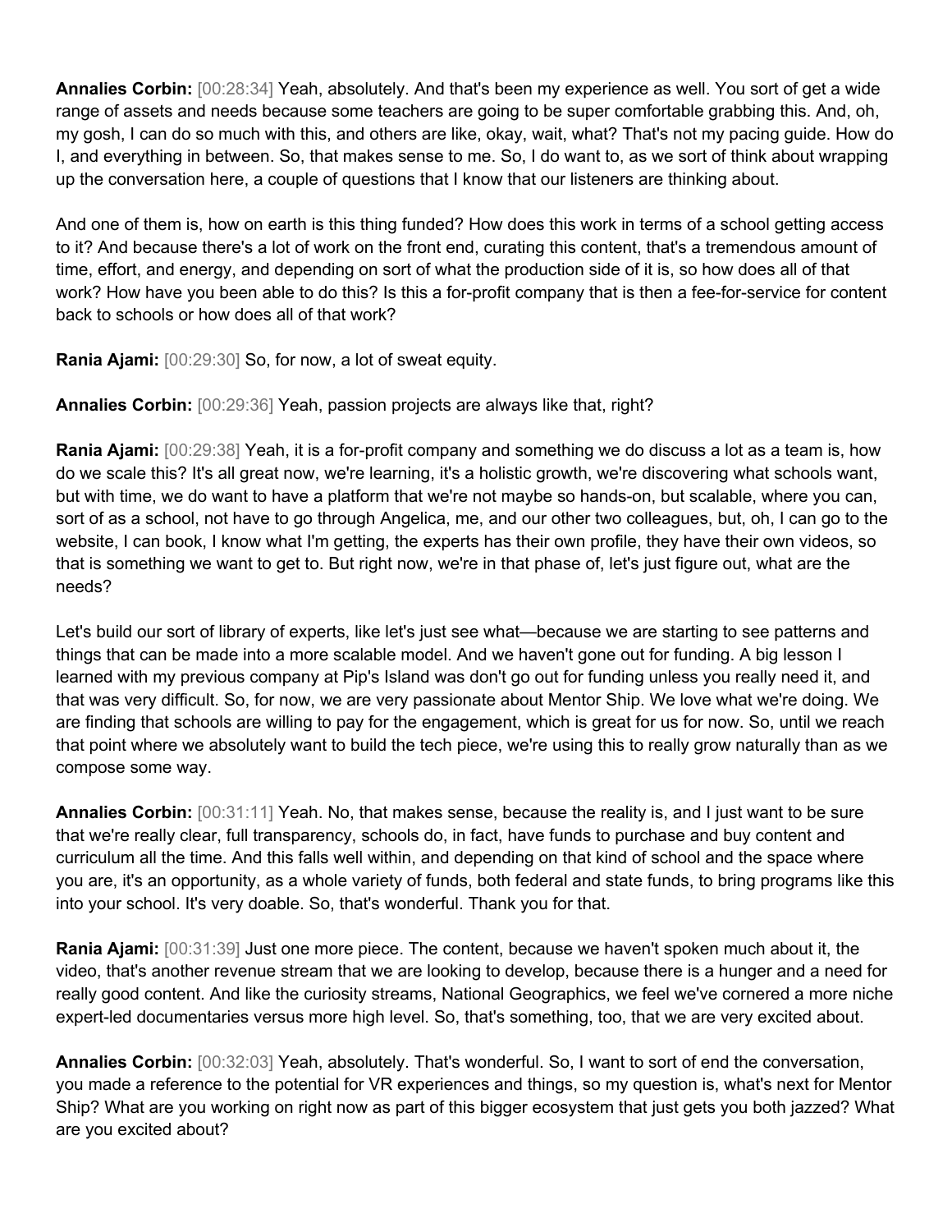**Annalies Corbin:** [00:28:34] Yeah, absolutely. And that's been my experience as well. You sort of get a wide range of assets and needs because some teachers are going to be super comfortable grabbing this. And, oh, my gosh, I can do so much with this, and others are like, okay, wait, what? That's not my pacing guide. How do I, and everything in between. So, that makes sense to me. So, I do want to, as we sort of think about wrapping up the conversation here, a couple of questions that I know that our listeners are thinking about.

And one of them is, how on earth is this thing funded? How does this work in terms of a school getting access to it? And because there's a lot of work on the front end, curating this content, that's a tremendous amount of time, effort, and energy, and depending on sort of what the production side of it is, so how does all of that work? How have you been able to do this? Is this a for-profit company that is then a fee-for-service for content back to schools or how does all of that work?

**Rania Ajami:** [00:29:30] So, for now, a lot of sweat equity.

**Annalies Corbin:** [00:29:36] Yeah, passion projects are always like that, right?

**Rania Ajami:** [00:29:38] Yeah, it is a for-profit company and something we do discuss a lot as a team is, how do we scale this? It's all great now, we're learning, it's a holistic growth, we're discovering what schools want, but with time, we do want to have a platform that we're not maybe so hands-on, but scalable, where you can, sort of as a school, not have to go through Angelica, me, and our other two colleagues, but, oh, I can go to the website, I can book, I know what I'm getting, the experts has their own profile, they have their own videos, so that is something we want to get to. But right now, we're in that phase of, let's just figure out, what are the needs?

Let's build our sort of library of experts, like let's just see what—because we are starting to see patterns and things that can be made into a more scalable model. And we haven't gone out for funding. A big lesson I learned with my previous company at Pip's Island was don't go out for funding unless you really need it, and that was very difficult. So, for now, we are very passionate about Mentor Ship. We love what we're doing. We are finding that schools are willing to pay for the engagement, which is great for us for now. So, until we reach that point where we absolutely want to build the tech piece, we're using this to really grow naturally than as we compose some way.

**Annalies Corbin:** [00:31:11] Yeah. No, that makes sense, because the reality is, and I just want to be sure that we're really clear, full transparency, schools do, in fact, have funds to purchase and buy content and curriculum all the time. And this falls well within, and depending on that kind of school and the space where you are, it's an opportunity, as a whole variety of funds, both federal and state funds, to bring programs like this into your school. It's very doable. So, that's wonderful. Thank you for that.

**Rania Ajami:** [00:31:39] Just one more piece. The content, because we haven't spoken much about it, the video, that's another revenue stream that we are looking to develop, because there is a hunger and a need for really good content. And like the curiosity streams, National Geographics, we feel we've cornered a more niche expert-led documentaries versus more high level. So, that's something, too, that we are very excited about.

**Annalies Corbin:** [00:32:03] Yeah, absolutely. That's wonderful. So, I want to sort of end the conversation, you made a reference to the potential for VR experiences and things, so my question is, what's next for Mentor Ship? What are you working on right now as part of this bigger ecosystem that just gets you both jazzed? What are you excited about?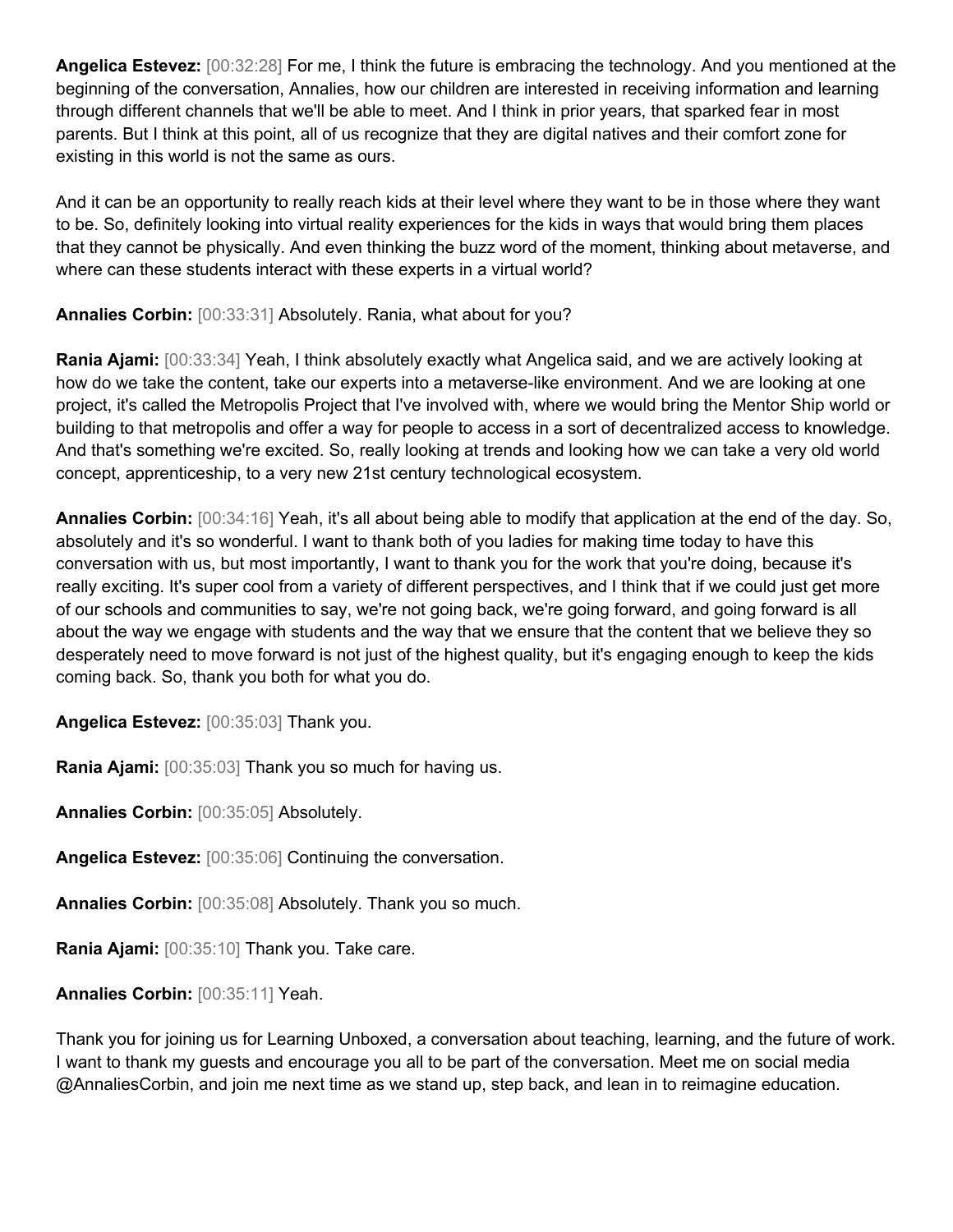**Angelica Estevez:** [00:32:28] For me, I think the future is embracing the technology. And you mentioned at the beginning of the conversation, Annalies, how our children are interested in receiving information and learning through different channels that we'll be able to meet. And I think in prior years, that sparked fear in most parents. But I think at this point, all of us recognize that they are digital natives and their comfort zone for existing in this world is not the same as ours.

And it can be an opportunity to really reach kids at their level where they want to be in those where they want to be. So, definitely looking into virtual reality experiences for the kids in ways that would bring them places that they cannot be physically. And even thinking the buzz word of the moment, thinking about metaverse, and where can these students interact with these experts in a virtual world?

**Annalies Corbin:** [00:33:31] Absolutely. Rania, what about for you?

**Rania Ajami:** [00:33:34] Yeah, I think absolutely exactly what Angelica said, and we are actively looking at how do we take the content, take our experts into a metaverse-like environment. And we are looking at one project, it's called the Metropolis Project that I've involved with, where we would bring the Mentor Ship world or building to that metropolis and offer a way for people to access in a sort of decentralized access to knowledge. And that's something we're excited. So, really looking at trends and looking how we can take a very old world concept, apprenticeship, to a very new 21st century technological ecosystem.

**Annalies Corbin:** [00:34:16] Yeah, it's all about being able to modify that application at the end of the day. So, absolutely and it's so wonderful. I want to thank both of you ladies for making time today to have this conversation with us, but most importantly, I want to thank you for the work that you're doing, because it's really exciting. It's super cool from a variety of different perspectives, and I think that if we could just get more of our schools and communities to say, we're not going back, we're going forward, and going forward is all about the way we engage with students and the way that we ensure that the content that we believe they so desperately need to move forward is not just of the highest quality, but it's engaging enough to keep the kids coming back. So, thank you both for what you do.

**Angelica Estevez:** [00:35:03] Thank you.

**Rania Ajami:** [00:35:03] Thank you so much for having us.

**Annalies Corbin:** [00:35:05] Absolutely.

**Angelica Estevez:** [00:35:06] Continuing the conversation.

**Annalies Corbin:** [00:35:08] Absolutely. Thank you so much.

**Rania Ajami:** [00:35:10] Thank you. Take care.

**Annalies Corbin:** [00:35:11] Yeah.

Thank you for joining us for Learning Unboxed, a conversation about teaching, learning, and the future of work. I want to thank my guests and encourage you all to be part of the conversation. Meet me on social media @AnnaliesCorbin, and join me next time as we stand up, step back, and lean in to reimagine education.